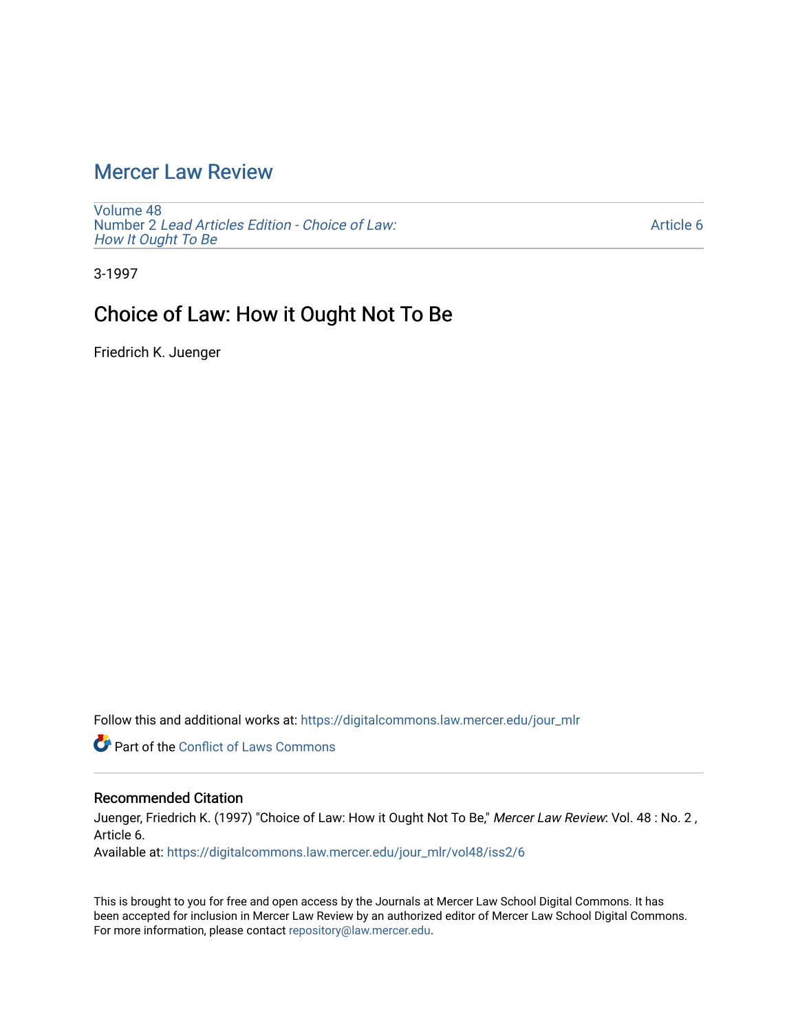# Mercer Law Review

Volume 48
Number 2 *Lead Articles Edition - Choice of Law: How It Ought To Be*

Article 6

3-1997

## Choice of Law: How it Ought Not To Be

Friedrich K. Juenger

Follow this and additional works at: https://digitalcommons.law.mercer.edu/jour_mlr

Part of the Conflict of Laws Commons

### Recommended Citation

Juenger, Friedrich K. (1997) "Choice of Law: How it Ought Not To Be," *Mercer Law Review*: Vol. 48 : No. 2 , Article 6.
Available at: https://digitalcommons.law.mercer.edu/jour_mlr/vol48/iss2/6

This is brought to you for free and open access by the Journals at Mercer Law School Digital Commons. It has been accepted for inclusion in Mercer Law Review by an authorized editor of Mercer Law School Digital Commons. For more information, please contact repository@law.mercer.edu.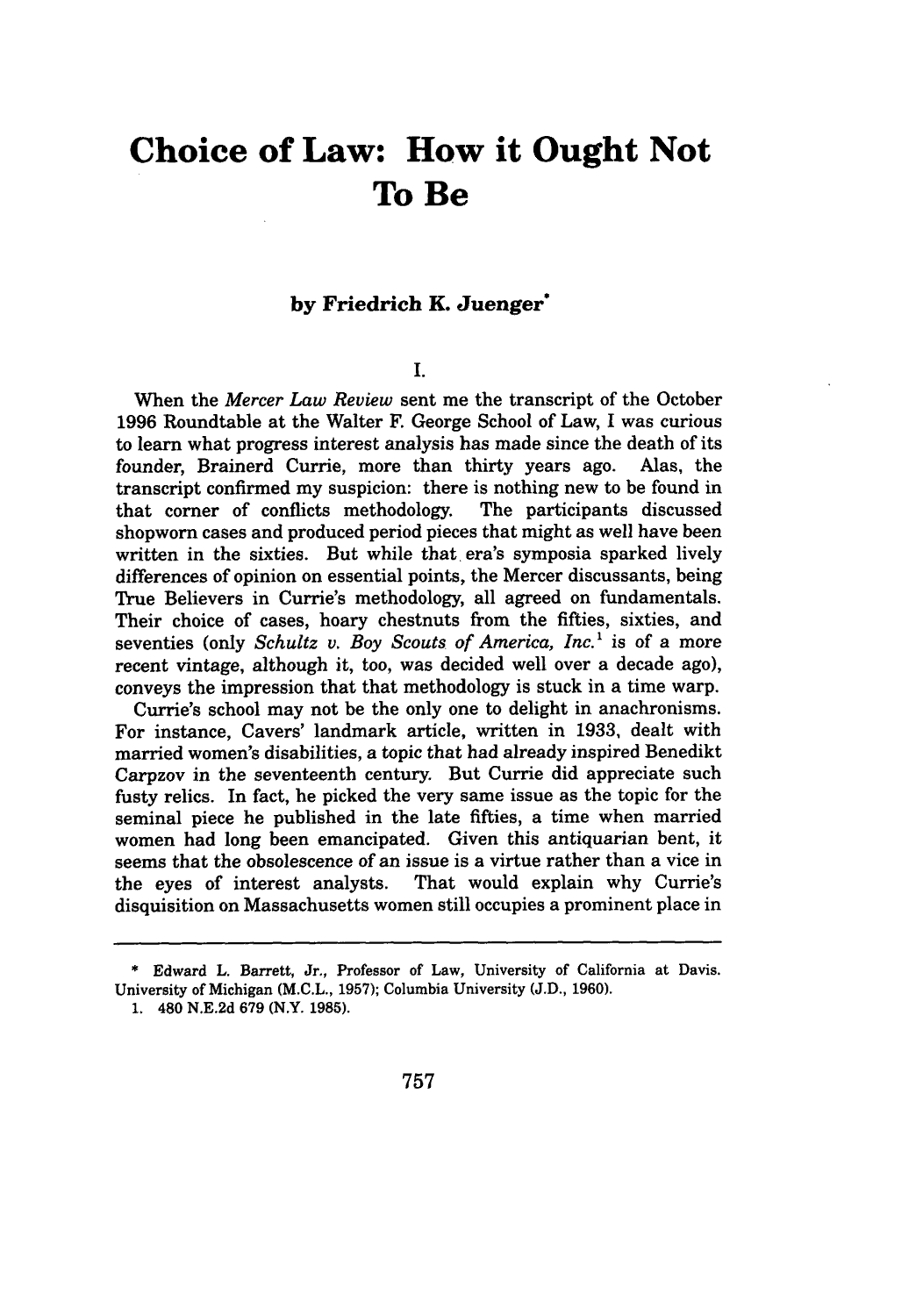# Choice of Law: How it Ought Not To Be

**by Friedrich K. Juenger***

I.

When the *Mercer Law Review* sent me the transcript of the October 1996 Roundtable at the Walter F. George School of Law, I was curious to learn what progress interest analysis has made since the death of its founder, Brainerd Currie, more than thirty years ago. Alas, the transcript confirmed my suspicion: there is nothing new to be found in that corner of conflicts methodology. The participants discussed shopworn cases and produced period pieces that might as well have been written in the sixties. But while that era's symposia sparked lively differences of opinion on essential points, the Mercer discussants, being True Believers in Currie's methodology, all agreed on fundamentals. Their choice of cases, hoary chestnuts from the fifties, sixties, and seventies (only *Schultz v. Boy Scouts of America, Inc.*[1] is of a more recent vintage, although it, too, was decided well over a decade ago), conveys the impression that that methodology is stuck in a time warp.

Currie's school may not be the only one to delight in anachronisms. For instance, Cavers' landmark article, written in 1933, dealt with married women's disabilities, a topic that had already inspired Benedikt Carpzov in the seventeenth century. But Currie did appreciate such fusty relics. In fact, he picked the very same issue as the topic for the seminal piece he published in the late fifties, a time when married women had long been emancipated. Given this antiquarian bent, it seems that the obsolescence of an issue is a virtue rather than a vice in the eyes of interest analysts. That would explain why Currie's disquisition on Massachusetts women still occupies a prominent place in

---

\* Edward L. Barrett, Jr., Professor of Law, University of California at Davis. University of Michigan (M.C.L., 1957); Columbia University (J.D., 1960).

1. 480 N.E.2d 679 (N.Y. 1985).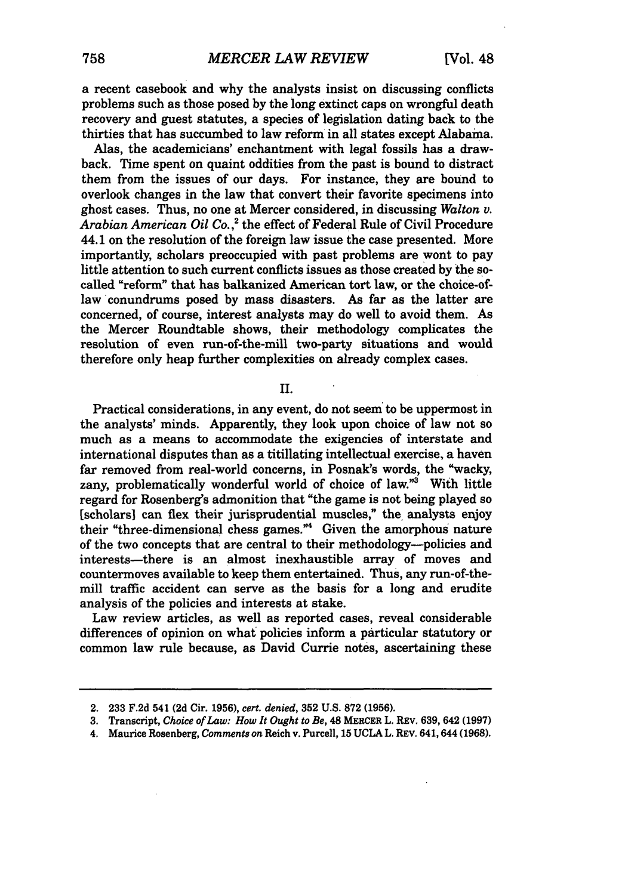a recent casebook and why the analysts insist on discussing conflicts problems such as those posed by the long extinct caps on wrongful death recovery and guest statutes, a species of legislation dating back to the thirties that has succumbed to law reform in all states except Alabama.

Alas, the academicians' enchantment with legal fossils has a drawback. Time spent on quaint oddities from the past is bound to distract them from the issues of our days. For instance, they are bound to overlook changes in the law that convert their favorite specimens into ghost cases. Thus, no one at Mercer considered, in discussing *Walton v. Arabian American Oil Co.*,[2] the effect of Federal Rule of Civil Procedure 44.1 on the resolution of the foreign law issue the case presented. More importantly, scholars preoccupied with past problems are wont to pay little attention to such current conflicts issues as those created by the so-called "reform" that has balkanized American tort law, or the choice-of-law conundrums posed by mass disasters. As far as the latter are concerned, of course, interest analysts may do well to avoid them. As the Mercer Roundtable shows, their methodology complicates the resolution of even run-of-the-mill two-party situations and would therefore only heap further complexities on already complex cases.

## II.

Practical considerations, in any event, do not seem to be uppermost in the analysts' minds. Apparently, they look upon choice of law not so much as a means to accommodate the exigencies of interstate and international disputes than as a titillating intellectual exercise, a haven far removed from real-world concerns, in Posnak's words, the "wacky, zany, problematically wonderful world of choice of law."[3] With little regard for Rosenberg's admonition that "the game is not being played so [scholars] can flex their jurisprudential muscles," the analysts enjoy their "three-dimensional chess games."[4] Given the amorphous nature of the two concepts that are central to their methodology—policies and interests—there is an almost inexhaustible array of moves and countermoves available to keep them entertained. Thus, any run-of-the-mill traffic accident can serve as the basis for a long and erudite analysis of the policies and interests at stake.

Law review articles, as well as reported cases, reveal considerable differences of opinion on what policies inform a particular statutory or common law rule because, as David Currie notes, ascertaining these

---

2. 233 F.2d 541 (2d Cir. 1956), *cert. denied*, 352 U.S. 872 (1956).
3. Transcript, *Choice of Law: How It Ought to Be*, 48 MERCER L. REV. 639, 642 (1997)
4. Maurice Rosenberg, *Comments on* Reich v. Purcell, 15 UCLA L. REV. 641, 644 (1968).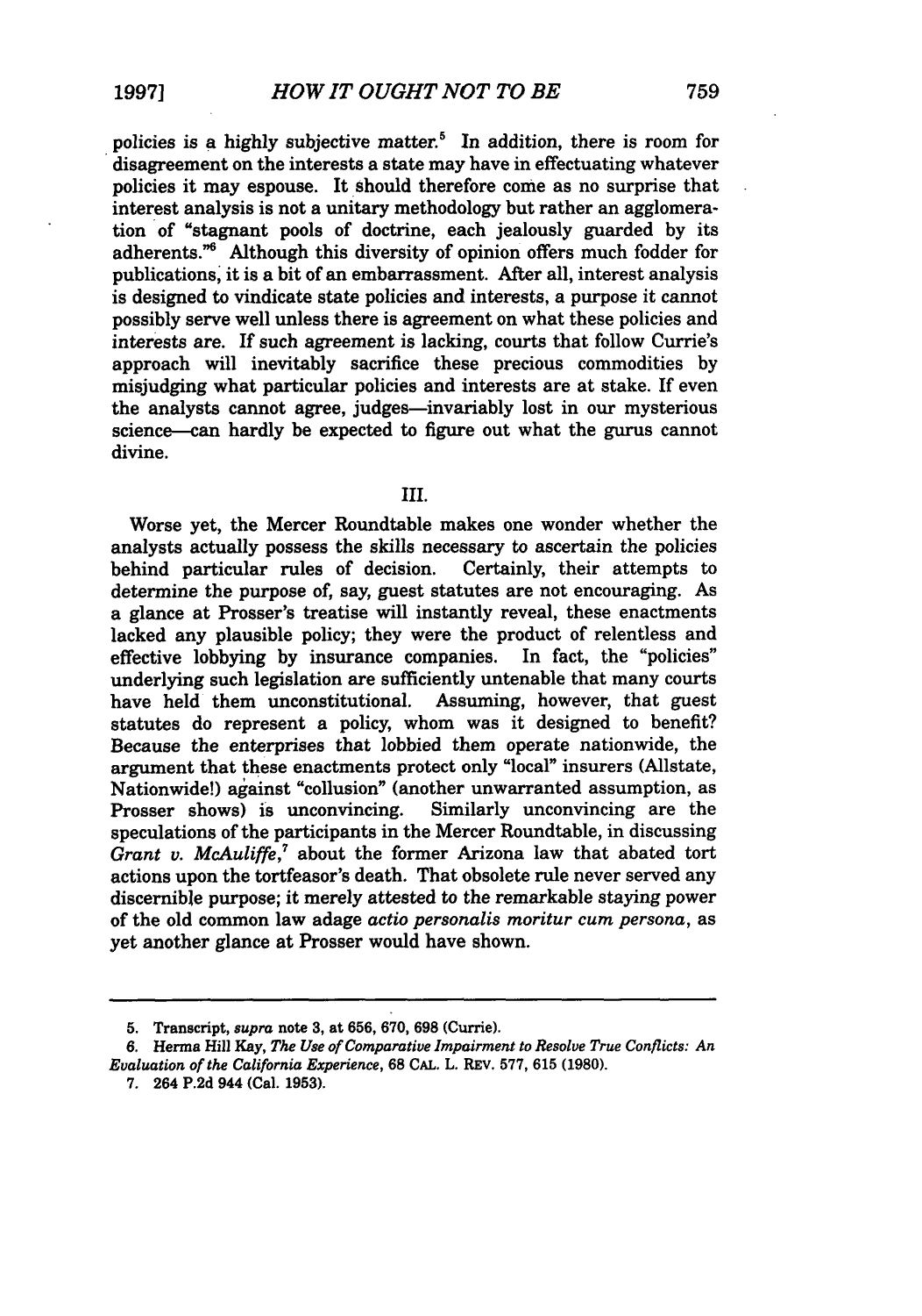policies is a highly subjective matter.[5] In addition, there is room for disagreement on the interests a state may have in effectuating whatever policies it may espouse. It should therefore come as no surprise that interest analysis is not a unitary methodology but rather an agglomeration of "stagnant pools of doctrine, each jealously guarded by its adherents."[6] Although this diversity of opinion offers much fodder for publications, it is a bit of an embarrassment. After all, interest analysis is designed to vindicate state policies and interests, a purpose it cannot possibly serve well unless there is agreement on what these policies and interests are. If such agreement is lacking, courts that follow Currie's approach will inevitably sacrifice these precious commodities by misjudging what particular policies and interests are at stake. If even the analysts cannot agree, judges—invariably lost in our mysterious science—can hardly be expected to figure out what the gurus cannot divine.

## III.

Worse yet, the Mercer Roundtable makes one wonder whether the analysts actually possess the skills necessary to ascertain the policies behind particular rules of decision. Certainly, their attempts to determine the purpose of, say, guest statutes are not encouraging. As a glance at Prosser's treatise will instantly reveal, these enactments lacked any plausible policy; they were the product of relentless and effective lobbying by insurance companies. In fact, the "policies" underlying such legislation are sufficiently untenable that many courts have held them unconstitutional. Assuming, however, that guest statutes do represent a policy, whom was it designed to benefit? Because the enterprises that lobbied them operate nationwide, the argument that these enactments protect only "local" insurers (Allstate, Nationwide!) against "collusion" (another unwarranted assumption, as Prosser shows) is unconvincing. Similarly unconvincing are the speculations of the participants in the Mercer Roundtable, in discussing *Grant v. McAuliffe*,[7] about the former Arizona law that abated tort actions upon the tortfeasor's death. That obsolete rule never served any discernible purpose; it merely attested to the remarkable staying power of the old common law adage *actio personalis moritur cum persona*, as yet another glance at Prosser would have shown.

---

5. Transcript, *supra* note 3, at 656, 670, 698 (Currie).

6. Herma Hill Kay, *The Use of Comparative Impairment to Resolve True Conflicts: An Evaluation of the California Experience*, 68 CAL. L. REV. 577, 615 (1980).

7. 264 P.2d 944 (Cal. 1953).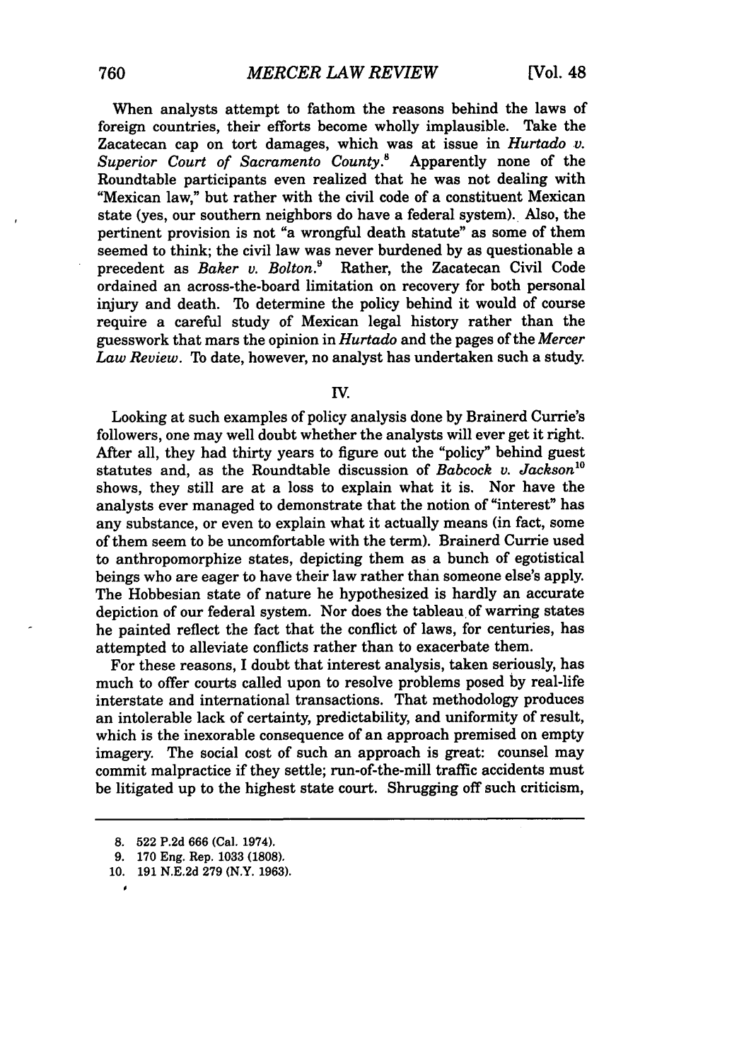When analysts attempt to fathom the reasons behind the laws of foreign countries, their efforts become wholly implausible. Take the Zacatecan cap on tort damages, which was at issue in *Hurtado v. Superior Court of Sacramento County*.[8] Apparently none of the Roundtable participants even realized that he was not dealing with "Mexican law," but rather with the civil code of a constituent Mexican state (yes, our southern neighbors do have a federal system). Also, the pertinent provision is not "a wrongful death statute" as some of them seemed to think; the civil law was never burdened by as questionable a precedent as *Baker v. Bolton*.[9] Rather, the Zacatecan Civil Code ordained an across-the-board limitation on recovery for both personal injury and death. To determine the policy behind it would of course require a careful study of Mexican legal history rather than the guesswork that mars the opinion in *Hurtado* and the pages of the *Mercer Law Review*. To date, however, no analyst has undertaken such a study.

## IV.

Looking at such examples of policy analysis done by Brainerd Currie's followers, one may well doubt whether the analysts will ever get it right. After all, they had thirty years to figure out the "policy" behind guest statutes and, as the Roundtable discussion of *Babcock v. Jackson*[10] shows, they still are at a loss to explain what it is. Nor have the analysts ever managed to demonstrate that the notion of "interest" has any substance, or even to explain what it actually means (in fact, some of them seem to be uncomfortable with the term). Brainerd Currie used to anthropomorphize states, depicting them as a bunch of egotistical beings who are eager to have their law rather than someone else's apply. The Hobbesian state of nature he hypothesized is hardly an accurate depiction of our federal system. Nor does the tableau of warring states he painted reflect the fact that the conflict of laws, for centuries, has attempted to alleviate conflicts rather than to exacerbate them.

For these reasons, I doubt that interest analysis, taken seriously, has much to offer courts called upon to resolve problems posed by real-life interstate and international transactions. That methodology produces an intolerable lack of certainty, predictability, and uniformity of result, which is the inexorable consequence of an approach premised on empty imagery. The social cost of such an approach is great: counsel may commit malpractice if they settle; run-of-the-mill traffic accidents must be litigated up to the highest state court. Shrugging off such criticism,

---

8. 522 P.2d 666 (Cal. 1974).

9. 170 Eng. Rep. 1033 (1808).

10. 191 N.E.2d 279 (N.Y. 1963).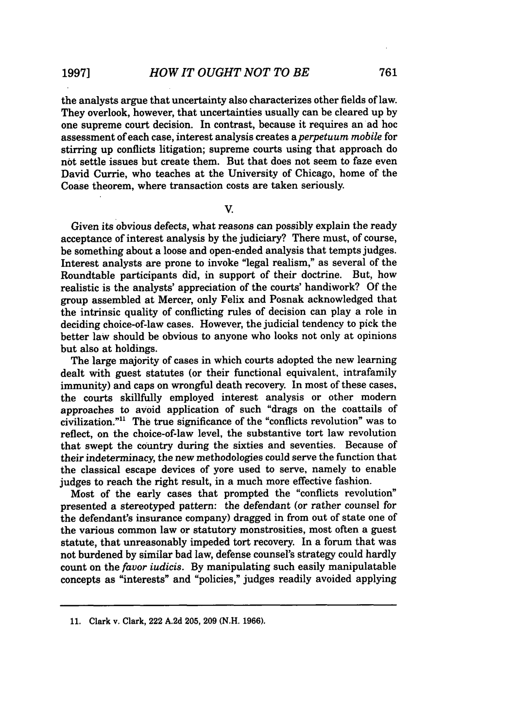the analysts argue that uncertainty also characterizes other fields of law. They overlook, however, that uncertainties usually can be cleared up by one supreme court decision. In contrast, because it requires an ad hoc assessment of each case, interest analysis creates a *perpetuum mobile* for stirring up conflicts litigation; supreme courts using that approach do not settle issues but create them. But that does not seem to faze even David Currie, who teaches at the University of Chicago, home of the Coase theorem, where transaction costs are taken seriously.

V.

Given its obvious defects, what reasons can possibly explain the ready acceptance of interest analysis by the judiciary? There must, of course, be something about a loose and open-ended analysis that tempts judges. Interest analysts are prone to invoke "legal realism," as several of the Roundtable participants did, in support of their doctrine. But, how realistic is the analysts' appreciation of the courts' handiwork? Of the group assembled at Mercer, only Felix and Posnak acknowledged that the intrinsic quality of conflicting rules of decision can play a role in deciding choice-of-law cases. However, the judicial tendency to pick the better law should be obvious to anyone who looks not only at opinions but also at holdings.

The large majority of cases in which courts adopted the new learning dealt with guest statutes (or their functional equivalent, intrafamily immunity) and caps on wrongful death recovery. In most of these cases, the courts skillfully employed interest analysis or other modern approaches to avoid application of such "drags on the coattails of civilization."[11] The true significance of the "conflicts revolution" was to reflect, on the choice-of-law level, the substantive tort law revolution that swept the country during the sixties and seventies. Because of their indeterminacy, the new methodologies could serve the function that the classical escape devices of yore used to serve, namely to enable judges to reach the right result, in a much more effective fashion.

Most of the early cases that prompted the "conflicts revolution" presented a stereotyped pattern: the defendant (or rather counsel for the defendant's insurance company) dragged in from out of state one of the various common law or statutory monstrosities, most often a guest statute, that unreasonably impeded tort recovery. In a forum that was not burdened by similar bad law, defense counsel's strategy could hardly count on the *favor iudicis*. By manipulating such easily manipulatable concepts as "interests" and "policies," judges readily avoided applying

11. Clark v. Clark, 222 A.2d 205, 209 (N.H. 1966).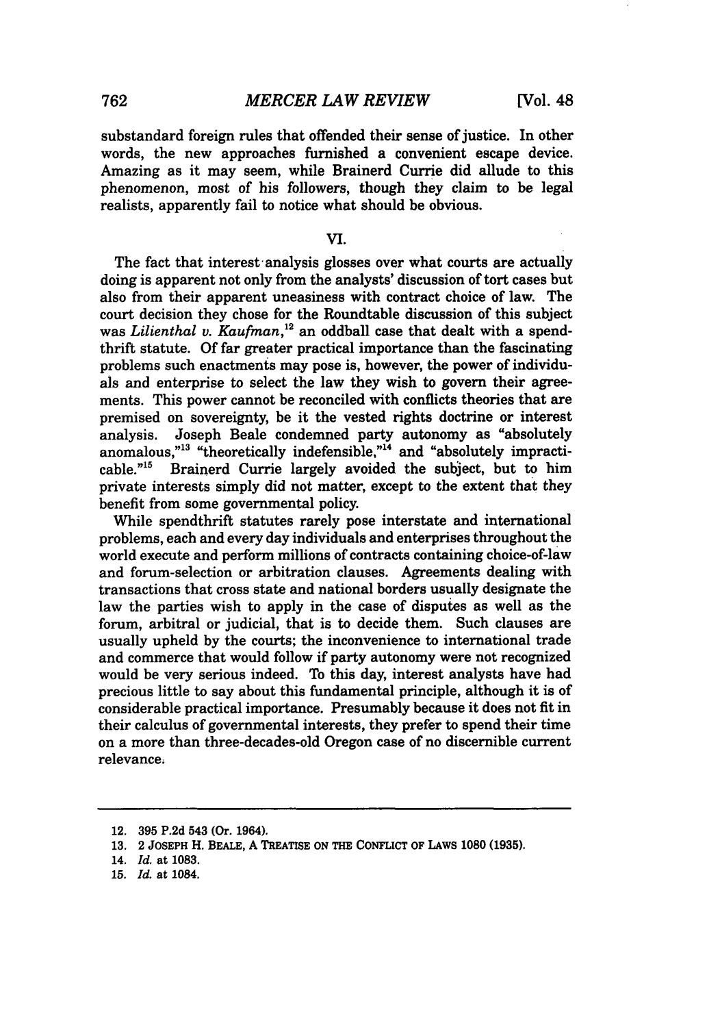substandard foreign rules that offended their sense of justice. In other words, the new approaches furnished a convenient escape device. Amazing as it may seem, while Brainerd Currie did allude to this phenomenon, most of his followers, though they claim to be legal realists, apparently fail to notice what should be obvious.

## VI.

The fact that interest analysis glosses over what courts are actually doing is apparent not only from the analysts' discussion of tort cases but also from their apparent uneasiness with contract choice of law. The court decision they chose for the Roundtable discussion of this subject was *Lilienthal v. Kaufman*,[12] an oddball case that dealt with a spendthrift statute. Of far greater practical importance than the fascinating problems such enactments may pose is, however, the power of individuals and enterprise to select the law they wish to govern their agreements. This power cannot be reconciled with conflicts theories that are premised on sovereignty, be it the vested rights doctrine or interest analysis. Joseph Beale condemned party autonomy as "absolutely anomalous,"[13] "theoretically indefensible,"[14] and "absolutely impracticable."[15] Brainerd Currie largely avoided the subject, but to him private interests simply did not matter, except to the extent that they benefit from some governmental policy.

While spendthrift statutes rarely pose interstate and international problems, each and every day individuals and enterprises throughout the world execute and perform millions of contracts containing choice-of-law and forum-selection or arbitration clauses. Agreements dealing with transactions that cross state and national borders usually designate the law the parties wish to apply in the case of disputes as well as the forum, arbitral or judicial, that is to decide them. Such clauses are usually upheld by the courts; the inconvenience to international trade and commerce that would follow if party autonomy were not recognized would be very serious indeed. To this day, interest analysts have had precious little to say about this fundamental principle, although it is of considerable practical importance. Presumably because it does not fit in their calculus of governmental interests, they prefer to spend their time on a more than three-decades-old Oregon case of no discernible current relevance.

---

12. 395 P.2d 543 (Or. 1964).
13. 2 JOSEPH H. BEALE, A TREATISE ON THE CONFLICT OF LAWS 1080 (1935).
14. *Id.* at 1083.
15. *Id.* at 1084.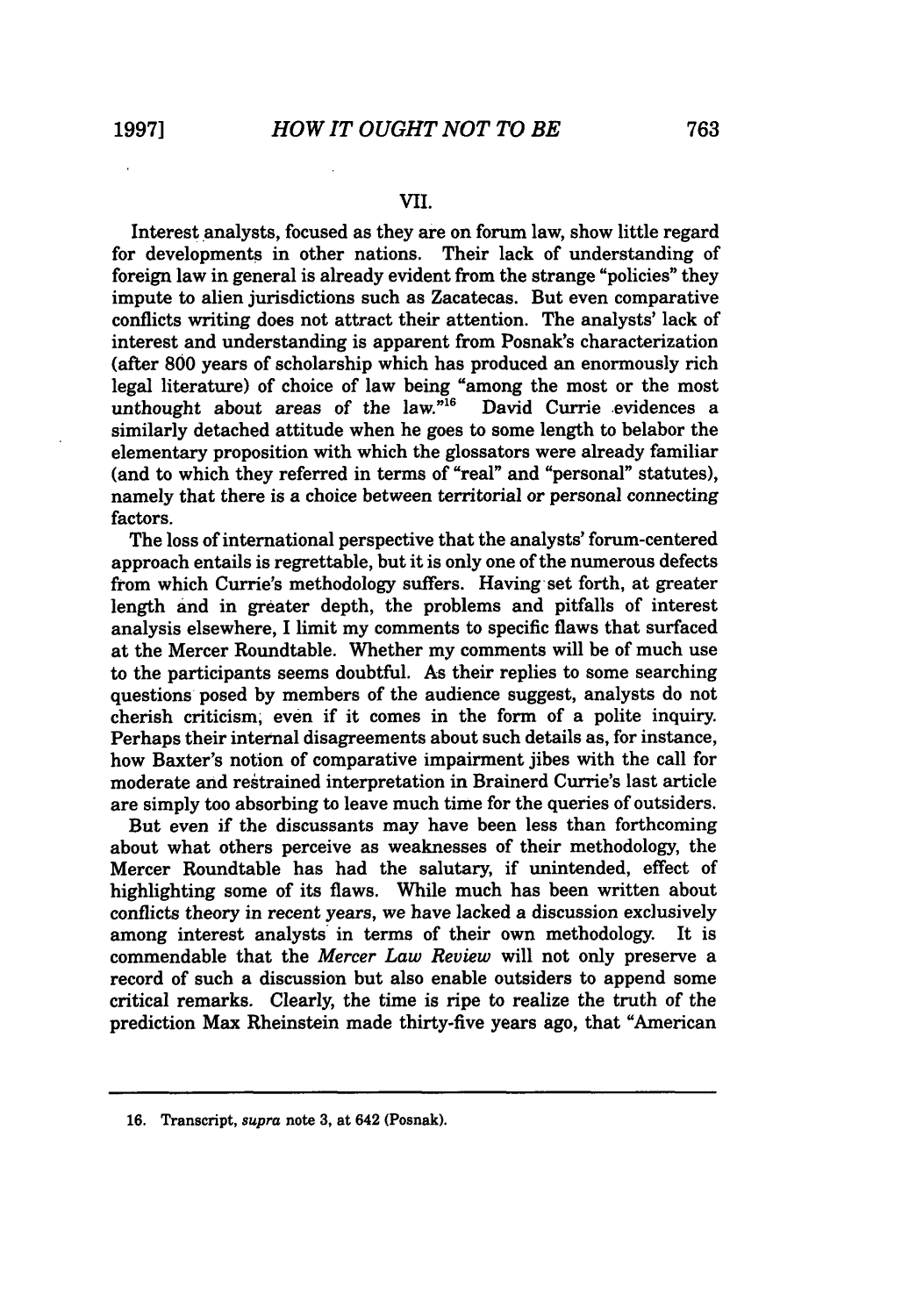## VII.

Interest analysts, focused as they are on forum law, show little regard for developments in other nations. Their lack of understanding of foreign law in general is already evident from the strange "policies" they impute to alien jurisdictions such as Zacatecas. But even comparative conflicts writing does not attract their attention. The analysts' lack of interest and understanding is apparent from Posnak's characterization (after 800 years of scholarship which has produced an enormously rich legal literature) of choice of law being "among the most or the most unthought about areas of the law."[16] David Currie evidences a similarly detached attitude when he goes to some length to belabor the elementary proposition with which the glossators were already familiar (and to which they referred in terms of "real" and "personal" statutes), namely that there is a choice between territorial or personal connecting factors.

The loss of international perspective that the analysts' forum-centered approach entails is regrettable, but it is only one of the numerous defects from which Currie's methodology suffers. Having set forth, at greater length and in greater depth, the problems and pitfalls of interest analysis elsewhere, I limit my comments to specific flaws that surfaced at the Mercer Roundtable. Whether my comments will be of much use to the participants seems doubtful. As their replies to some searching questions posed by members of the audience suggest, analysts do not cherish criticism, even if it comes in the form of a polite inquiry. Perhaps their internal disagreements about such details as, for instance, how Baxter's notion of comparative impairment jibes with the call for moderate and restrained interpretation in Brainerd Currie's last article are simply too absorbing to leave much time for the queries of outsiders.

But even if the discussants may have been less than forthcoming about what others perceive as weaknesses of their methodology, the Mercer Roundtable has had the salutary, if unintended, effect of highlighting some of its flaws. While much has been written about conflicts theory in recent years, we have lacked a discussion exclusively among interest analysts in terms of their own methodology. It is commendable that the *Mercer Law Review* will not only preserve a record of such a discussion but also enable outsiders to append some critical remarks. Clearly, the time is ripe to realize the truth of the prediction Max Rheinstein made thirty-five years ago, that "American

---

16. Transcript, *supra* note 3, at 642 (Posnak).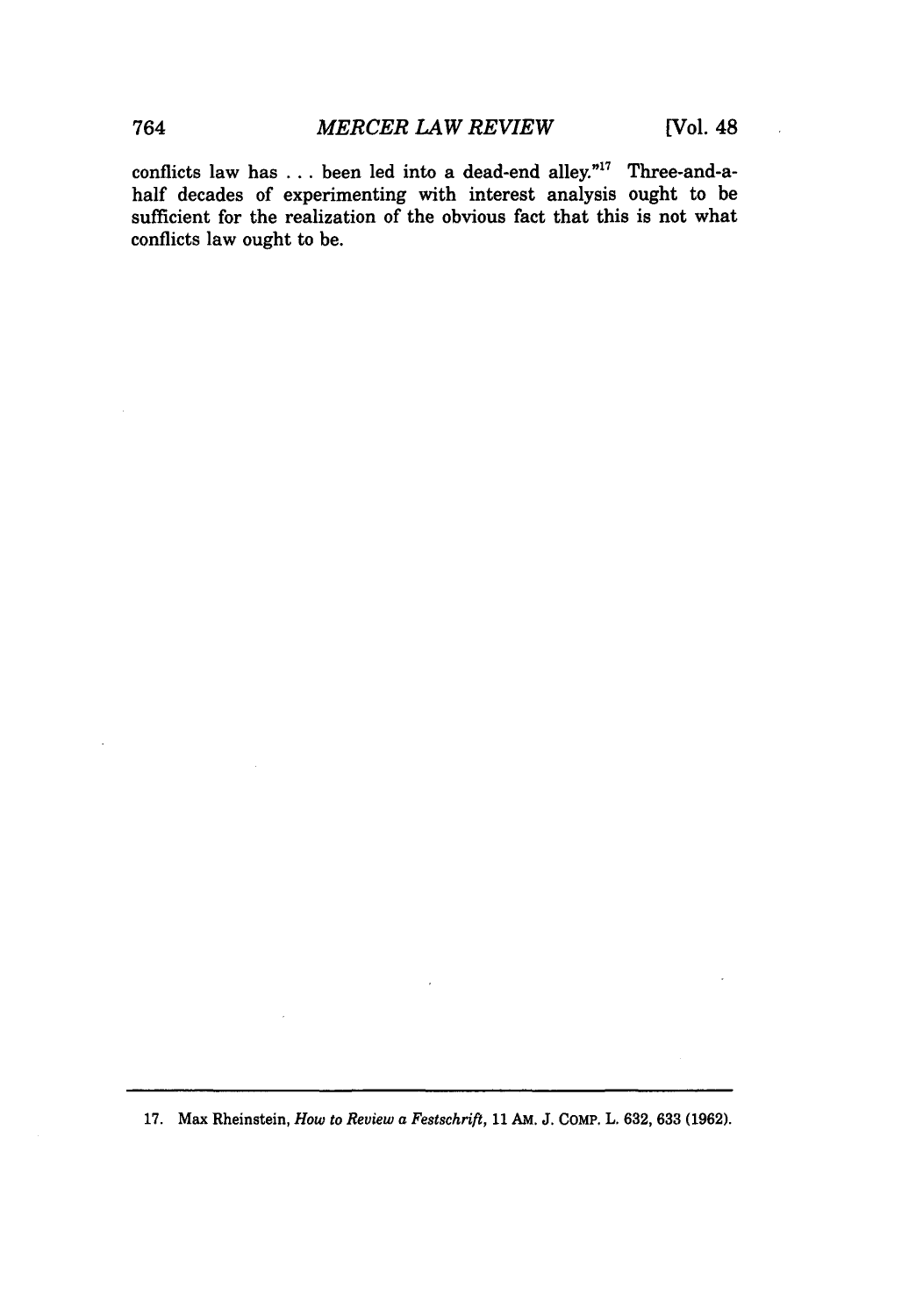conflicts law has . . . been led into a dead-end alley."[17] Three-and-a-half decades of experimenting with interest analysis ought to be sufficient for the realization of the obvious fact that this is not what conflicts law ought to be.

17. Max Rheinstein, *How to Review a Festschrift*, 11 AM. J. COMP. L. 632, 633 (1962).